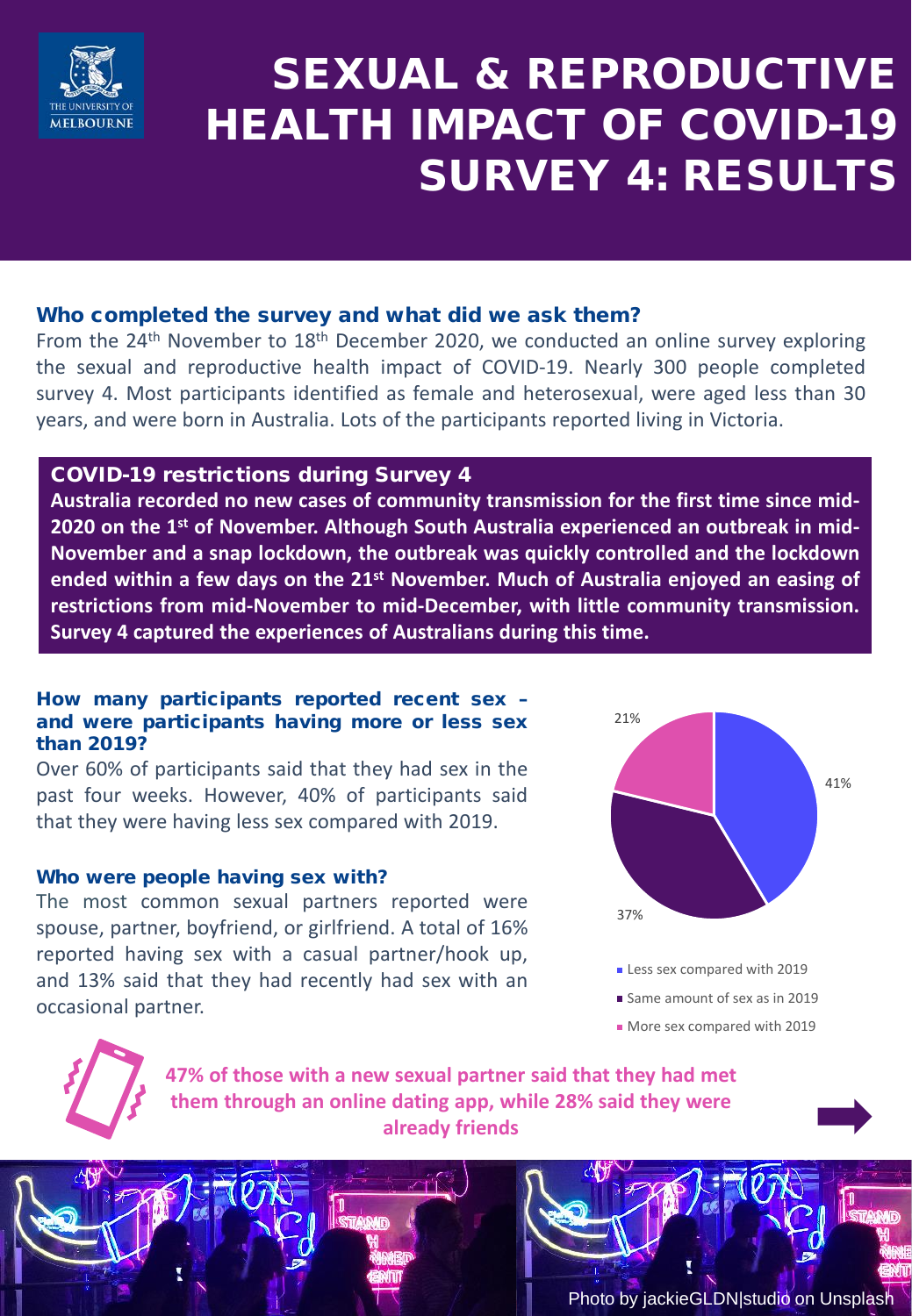# SEXUAL & REPRODUCTIVE HEALTH IMPACT OF COVID-19 SURVEY 4: RESULTS

THE UNIVERSITY OF MELBOURNE

### Who completed the survey and what did we ask them?

From the 24th November to 18th December 2020, we conducted an online survey exploring the sexual and reproductive health impact of COVID-19. Nearly 300 people completed survey 4. Most participants identified as female and heterosexual, were aged less than 30 years, and were born in Australia. Lots of the participants reported living in Victoria.

### COVID-19 restrictions during Survey 4

**Australia recorded no new cases of community transmission for the first time since mid-2020 on the 1st of November. Although South Australia experienced an outbreak in mid-November and a snap lockdown, the outbreak was quickly controlled and the lockdown ended within a few days on the 21st November. Much of Australia enjoyed an easing of restrictions from mid-November to mid-December, with little community transmission. Survey 4 captured the experiences of Australians during this time.**

### How many participants reported recent sex – and were participants having more or less sex than 2019?

Over 60% of participants said that they had sex in the past four weeks. However, 40% of participants said that they were having less sex compared with 2019.

### Who were people having sex with?

The most common sexual partners reported were spouse, partner, boyfriend, or girlfriend. A total of 16% reported having sex with a casual partner/hook up, and 13% said that they had recently had sex with an occasional partner.

| Category | Percentage |
| --- | --- |
| Less sex compared with 2019 | 41% |
| Same amount of sex as in 2019 | 37% |
| More sex compared with 2019 | 21% |

**47% of those with a new sexual partner said that they had met them through an online dating app, while 28% said they were already friends**

Photo by jackieGLDN|studio on Unsplash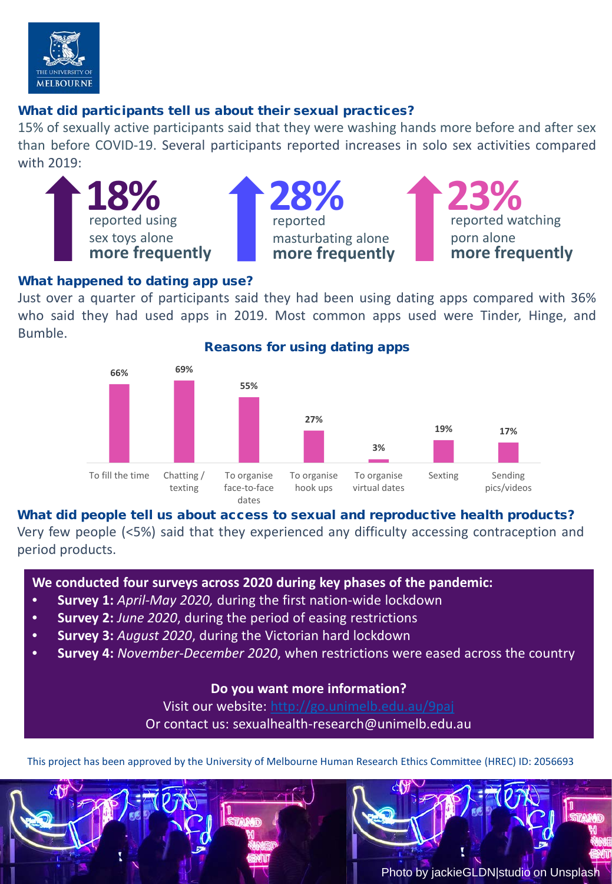## What did participants tell us about their sexual practices?

15% of sexually active participants said that they were washing hands more before and after sex than before COVID-19. Several participants reported increases in solo sex activities compared with 2019:

**18%** reported using sex toys alone **more frequently**

**28%** reported masturbating alone **more frequently**

**23%** reported watching porn alone **more frequently**

## What happened to dating app use?

Just over a quarter of participants said they had been using dating apps compared with 36% who said they had used apps in 2019. Most common apps used were Tinder, Hinge, and Bumble.

### Reasons for using dating apps

66%
To fill the time

69%
Chatting / texting

55%
To organise face-to-face dates

27%
To organise hook ups

3%
To organise virtual dates

19%
Sexting

17%
Sending pics/videos

## What did people tell us about access to sexual and reproductive health products?

Very few people (<5%) said that they experienced any difficulty accessing contraception and period products.

**We conducted four surveys across 2020 during key phases of the pandemic:**

- **Survey 1:** *April-May 2020,* during the first nation-wide lockdown
- **Survey 2:** *June 2020*, during the period of easing restrictions
- **Survey 3:** *August 2020*, during the Victorian hard lockdown
- **Survey 4:** *November-December 2020*, when restrictions were eased across the country

**Do you want more information?**

Visit our website: http://go.unimelb.edu.au/9paj

Or contact us: sexualhealth-research@unimelb.edu.au

This project has been approved by the University of Melbourne Human Research Ethics Committee (HREC) ID: 2056693

Photo by jackieGLDN|studio on Unsplash